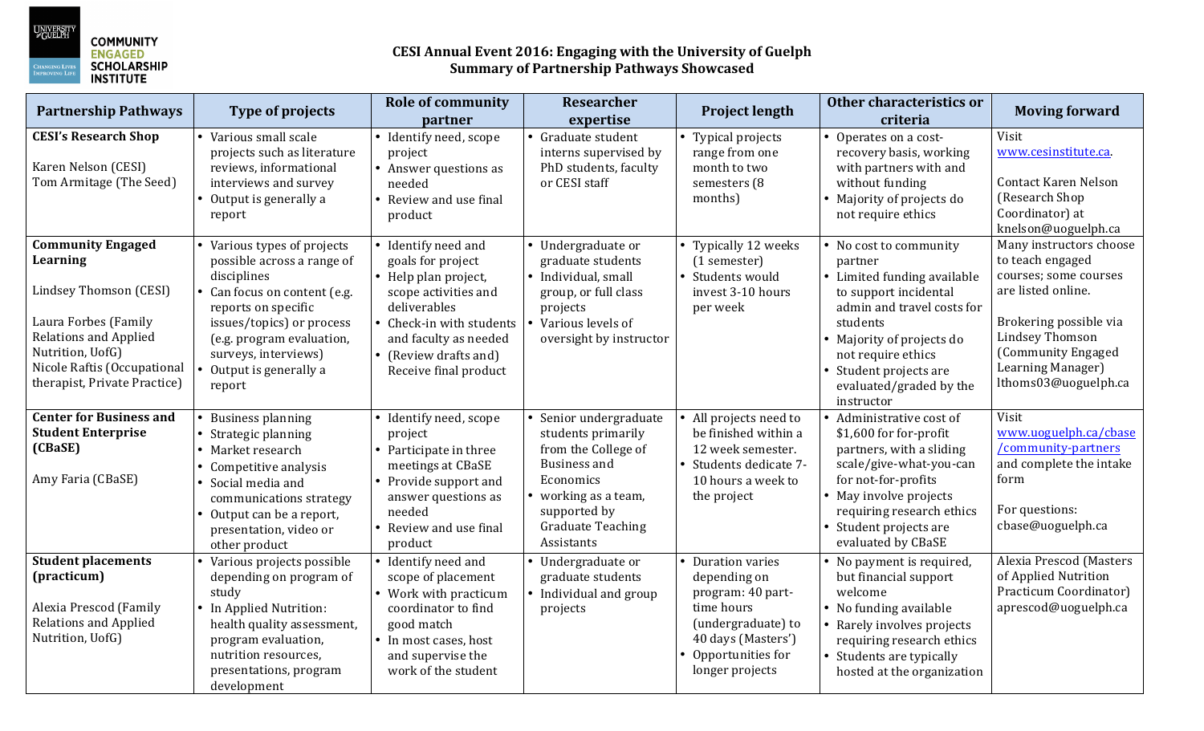**COMMUNITY ENGAGED SCHOLARSHIP INSTITUTE**

# CESI Annual Event 2016: Engaging with the University of Guelph

## Summary of Partnership Pathways Showcased

| Partnership Pathways | Type of projects | Role of community partner | Researcher expertise | Project length | Other characteristics or criteria | Moving forward |
|---|---|---|---|---|---|---|
| **CESI's Research Shop**<br><br>Karen Nelson (CESI)<br>Tom Armitage (The Seed) | • Various small scale projects such as literature reviews, informational interviews and survey<br>• Output is generally a report | • Identify need, scope project<br>• Answer questions as needed<br>• Review and use final product | • Graduate student interns supervised by PhD students, faculty or CESI staff | • Typical projects range from one month to two semesters (8 months) | • Operates on a cost-recovery basis, working with partners with and without funding<br>• Majority of projects do not require ethics | Visit www.cesinstitute.ca.<br><br>Contact Karen Nelson (Research Shop Coordinator) at knelson@uoguelph.ca |
| **Community Engaged Learning**<br><br>Lindsey Thomson (CESI)<br><br>Laura Forbes (Family Relations and Applied Nutrition, UofG)<br>Nicole Raftis (Occupational therapist, Private Practice) | • Various types of projects possible across a range of disciplines<br>• Can focus on content (e.g. reports on specific issues/topics) or process (e.g. program evaluation, surveys, interviews)<br>• Output is generally a report | • Identify need and goals for project<br>• Help plan project, scope activities and deliverables<br>• Check-in with students and faculty as needed<br>• (Review drafts and) Receive final product | • Undergraduate or graduate students<br>• Individual, small group, or full class projects<br>• Various levels of oversight by instructor | • Typically 12 weeks (1 semester)<br>• Students would invest 3-10 hours per week | • No cost to community partner<br>• Limited funding available to support incidental admin and travel costs for students<br>• Majority of projects do not require ethics<br>• Student projects are evaluated/graded by the instructor | Many instructors choose to teach engaged courses; some courses are listed online.<br><br>Brokering possible via Lindsey Thomson (Community Engaged Learning Manager) lthoms03@uoguelph.ca |
| **Center for Business and Student Enterprise (CBaSE)**<br><br>Amy Faria (CBaSE) | • Business planning<br>• Strategic planning<br>• Market research<br>• Competitive analysis<br>• Social media and communications strategy<br>• Output can be a report, presentation, video or other product | • Identify need, scope project<br>• Participate in three meetings at CBaSE<br>• Provide support and answer questions as needed<br>• Review and use final product | • Senior undergraduate students primarily from the College of Business and Economics<br>• working as a team, supported by Graduate Teaching Assistants | • All projects need to be finished within a 12 week semester.<br>• Students dedicate 7-10 hours a week to the project | • Administrative cost of $1,600 for for-profit partners, with a sliding scale/give-what-you-can for not-for-profits<br>• May involve projects requiring research ethics<br>• Student projects are evaluated by CBaSE | Visit www.uoguelph.ca/cbase/community-partners and complete the intake form<br><br>For questions: cbase@uoguelph.ca |
| **Student placements (practicum)**<br><br>Alexia Prescod (Family Relations and Applied Nutrition, UofG) | • Various projects possible depending on program of study<br>• In Applied Nutrition: health quality assessment, program evaluation, nutrition resources, presentations, program development | • Identify need and scope of placement<br>• Work with practicum coordinator to find good match<br>• In most cases, host and supervise the work of the student | • Undergraduate or graduate students<br>• Individual and group projects | • Duration varies depending on program: 40 part-time hours (undergraduate) to 40 days (Masters')<br>• Opportunities for longer projects | • No payment is required, but financial support welcome<br>• No funding available<br>• Rarely involves projects requiring research ethics<br>• Students are typically hosted at the organization | Alexia Prescod (Masters of Applied Nutrition Practicum Coordinator) aprescod@uoguelph.ca |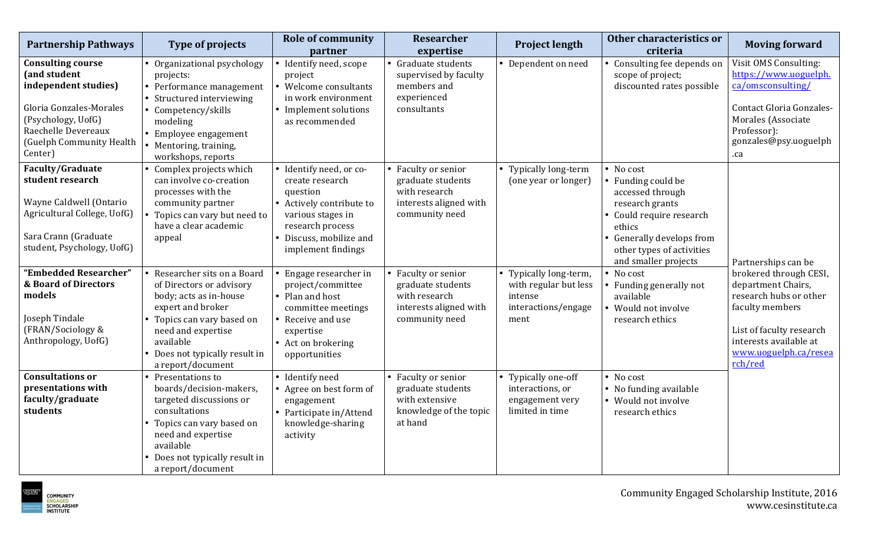| Partnership Pathways | Type of projects | Role of community partner | Researcher expertise | Project length | Other characteristics or criteria | Moving forward |
|---|---|---|---|---|---|---|
| **Consulting course (and student independent studies)**<br><br>Gloria Gonzales-Morales (Psychology, UofG)<br>Raechelle Devereaux (Guelph Community Health Center) | • Organizational psychology projects:<br>• Performance management<br>• Structured interviewing<br>• Competency/skills modeling<br>• Employee engagement<br>• Mentoring, training, workshops, reports | • Identify need, scope project<br>• Welcome consultants in work environment<br>• Implement solutions as recommended | • Graduate students supervised by faculty members and experienced consultants | • Dependent on need | • Consulting fee depends on scope of project; discounted rates possible | Visit OMS Consulting: https://www.uoguelph.ca/omsconsulting/<br><br>Contact Gloria Gonzales-Morales (Associate Professor): gonzales@psy.uoguelph.ca |
| **Faculty/Graduate student research**<br><br>Wayne Caldwell (Ontario Agricultural College, UofG)<br><br>Sara Crann (Graduate student, Psychology, UofG) | • Complex projects which can involve co-creation processes with the community partner<br>• Topics can vary but need to have a clear academic appeal | • Identify need, or co-create research question<br>• Actively contribute to various stages in research process<br>• Discuss, mobilize and implement findings | • Faculty or senior graduate students with research interests aligned with community need | • Typically long-term (one year or longer) | • No cost<br>• Funding could be accessed through research grants<br>• Could require research ethics<br>• Generally develops from other types of activities and smaller projects | Partnerships can be brokered through CESI, department Chairs, research hubs or other faculty members<br><br>List of faculty research interests available at www.uoguelph.ca/research/red |
| **"Embedded Researcher" & Board of Directors models**<br><br>Joseph Tindale (FRAN/Sociology & Anthropology, UofG) | • Researcher sits on a Board of Directors or advisory body; acts as in-house expert and broker<br>• Topics can vary based on need and expertise available<br>• Does not typically result in a report/document | • Engage researcher in project/committee<br>• Plan and host committee meetings<br>• Receive and use expertise<br>• Act on brokering opportunities | • Faculty or senior graduate students with research interests aligned with community need | • Typically long-term, with regular but less intense interactions/engagement | • No cost<br>• Funding generally not available<br>• Would not involve research ethics | |
| **Consultations or presentations with faculty/graduate students** | • Presentations to boards/decision-makers, targeted discussions or consultations<br>• Topics can vary based on need and expertise available<br>• Does not typically result in a report/document | • Identify need<br>• Agree on best form of engagement<br>• Participate in/Attend knowledge-sharing activity | • Faculty or senior graduate students with extensive knowledge of the topic at hand | • Typically one-off interactions, or engagement very limited in time | • No cost<br>• No funding available<br>• Would not involve research ethics | |

Community Engaged Scholarship Institute, 2016
www.cesinstitute.ca